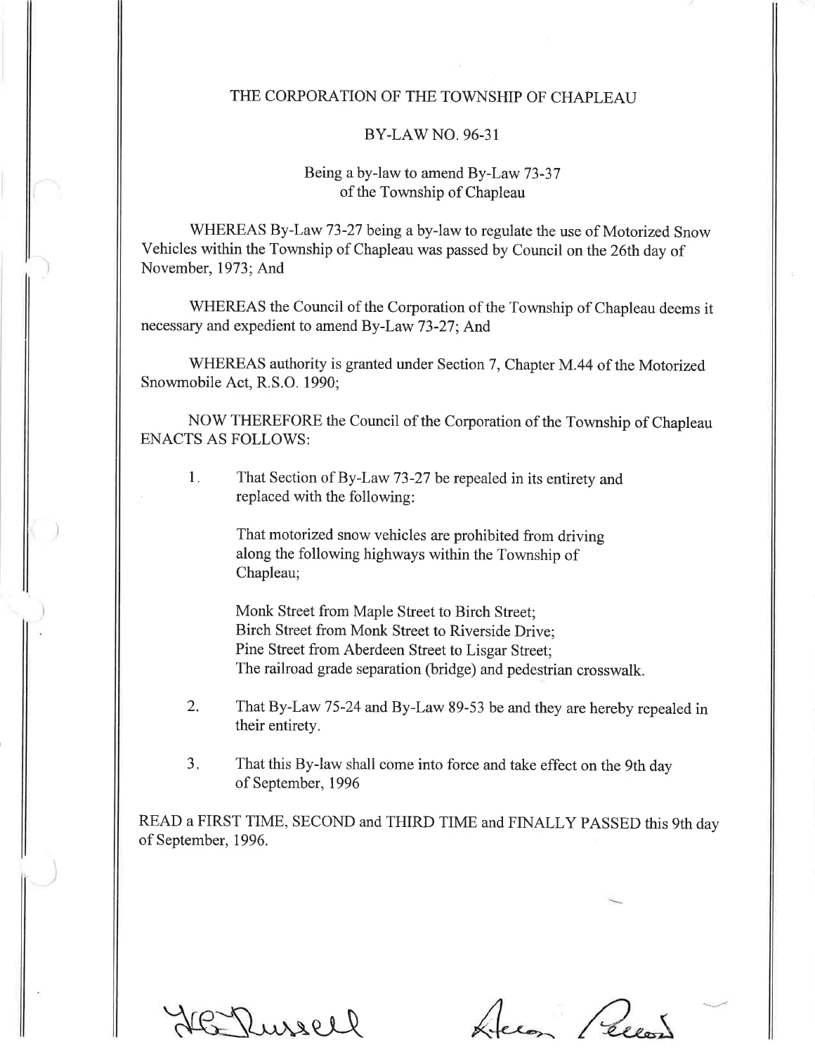# THE CORPORATION OF THE TOWNSHIP OF CHAPLEAU

## BY-LAW NO. 96-31

Being a by-law to amend By-Law 73-37 of the Township of Chapleau

WHEREAS By-Law 73-27 being a by-law to regulate the use of Motorized Snow Vehicles within the Township of Chapleau was passed by Council on the 26th day of November, 1973; And

WHEREAS the Council of the Corporation of the Township of Chapleau deems it necessary and expedient to amend By-Law 73-27; And

WHEREAS authority is granted under Section 7, Chapter M.44 of the Motorized Snowmobile Act, R.S.O. 1990;

NOW THEREFORE the Council of the Corporation of the Township of Chapleau ENACTS AS FOLLOWS:

1. That Section of By-Law 73-27 be repealed in its entirety and replaced with the following:

   That motorized snow vehicles are prohibited from driving along the following highways within the Township of Chapleau;

   Monk Street from Maple Street to Birch Street;
   Birch Street from Monk Street to Riverside Drive;
   Pine Street from Aberdeen Street to Lisgar Street;
   The railroad grade separation (bridge) and pedestrian crosswalk.

2. That By-Law 75-24 and By-Law 89-53 be and they are hereby repealed in their entirety.

3. That this By-law shall come into force and take effect on the 9th day of September, 1996

READ a FIRST TIME, SECOND and THIRD TIME and FINALLY PASSED this 9th day of September, 1996.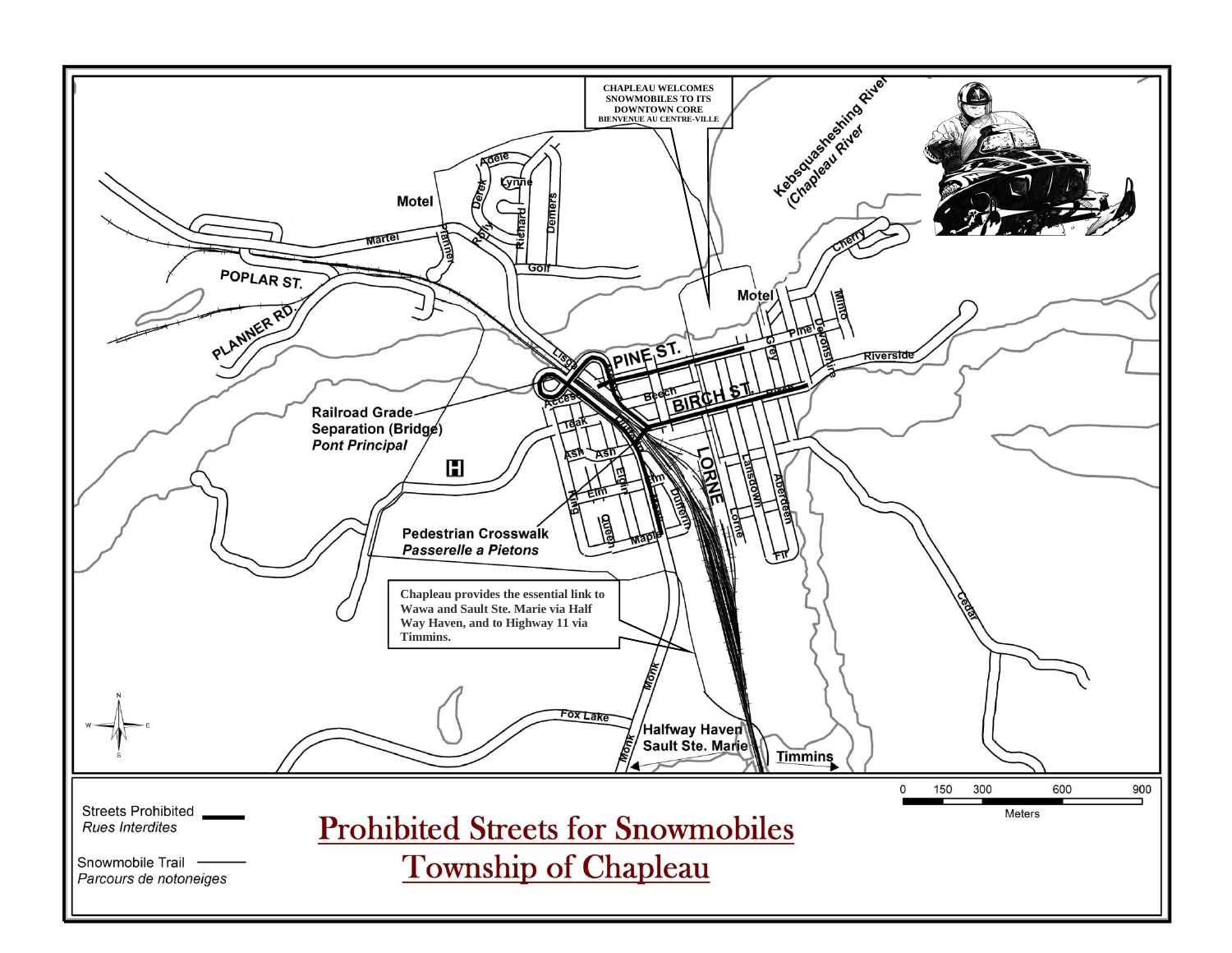CHAPLEAU WELCOMES SNOWMOBILES TO ITS DOWNTOWN CORE
BIENVENUE AU CENTRE-VILLE

Kebsquasheshing River (Chapleau River)

Motel

Adele
Lynne
Derek
Richard
Demers
Roly
Martel
Planner
Golf
POPLAR ST.
PLANNER RD.
Motel
Cherry
Minto
Pine
Devonshire
Grey
Riverside
PINE ST.
Lisgar
Access
Beech
BIRCH ST.
Teak
Ash
Ash
Elgin
Elm
Elm
King
Queen
Maple
Dufferin
LORNE
Lansdown
Lorne
Aberdeen
Fir
Cedar
Monk
Monk
Fox Lake

Railroad Grade Separation (Bridge)
*Pont Principal*

H

Pedestrian Crosswalk
*Passerelle a Pietons*

Chapleau provides the essential link to Wawa and Sault Ste. Marie via Half Way Haven, and to Highway 11 via Timmins.

Halfway Haven
Sault Ste. Marie

Timmins

N
W E
S

0 150 300 600 900
Meters

Streets Prohibited
*Rues Interdites*

Snowmobile Trail
*Parcours de notoneiges*

# Prohibited Streets for Snowmobiles
# Township of Chapleau